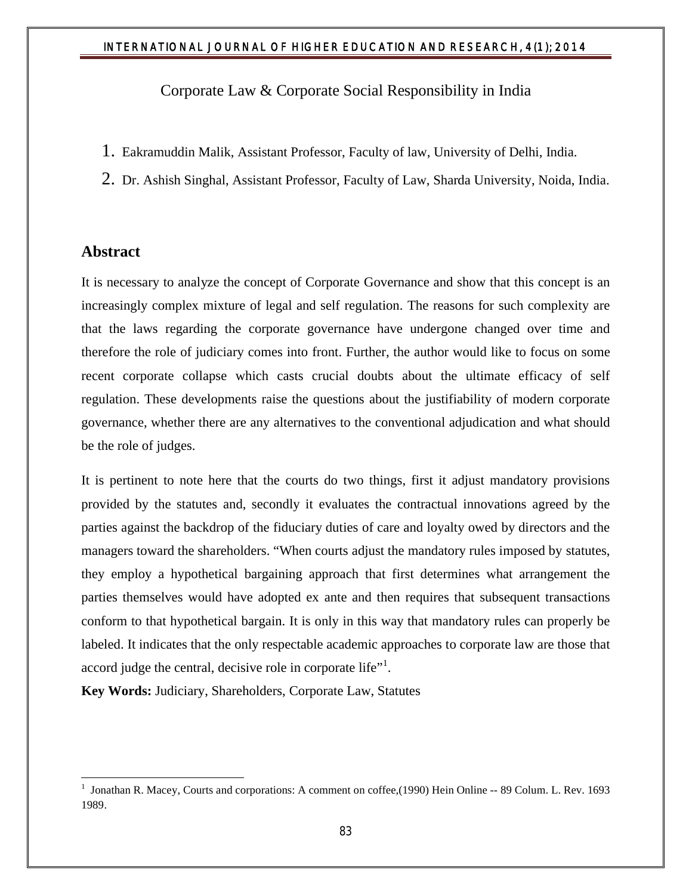# Corporate Law & Corporate Social Responsibility in India

1. Eakramuddin Malik, Assistant Professor, Faculty of law, University of Delhi, India.
2. Dr. Ashish Singhal, Assistant Professor, Faculty of Law, Sharda University, Noida, India.

## Abstract

It is necessary to analyze the concept of Corporate Governance and show that this concept is an increasingly complex mixture of legal and self regulation. The reasons for such complexity are that the laws regarding the corporate governance have undergone changed over time and therefore the role of judiciary comes into front. Further, the author would like to focus on some recent corporate collapse which casts crucial doubts about the ultimate efficacy of self regulation. These developments raise the questions about the justifiability of modern corporate governance, whether there are any alternatives to the conventional adjudication and what should be the role of judges.

It is pertinent to note here that the courts do two things, first it adjust mandatory provisions provided by the statutes and, secondly it evaluates the contractual innovations agreed by the parties against the backdrop of the fiduciary duties of care and loyalty owed by directors and the managers toward the shareholders. "When courts adjust the mandatory rules imposed by statutes, they employ a hypothetical bargaining approach that first determines what arrangement the parties themselves would have adopted ex ante and then requires that subsequent transactions conform to that hypothetical bargain. It is only in this way that mandatory rules can properly be labeled. It indicates that the only respectable academic approaches to corporate law are those that accord judge the central, decisive role in corporate life"[1].

**Key Words:** Judiciary, Shareholders, Corporate Law, Statutes

---

[1] Jonathan R. Macey, Courts and corporations: A comment on coffee,(1990) Hein Online -- 89 Colum. L. Rev. 1693 1989.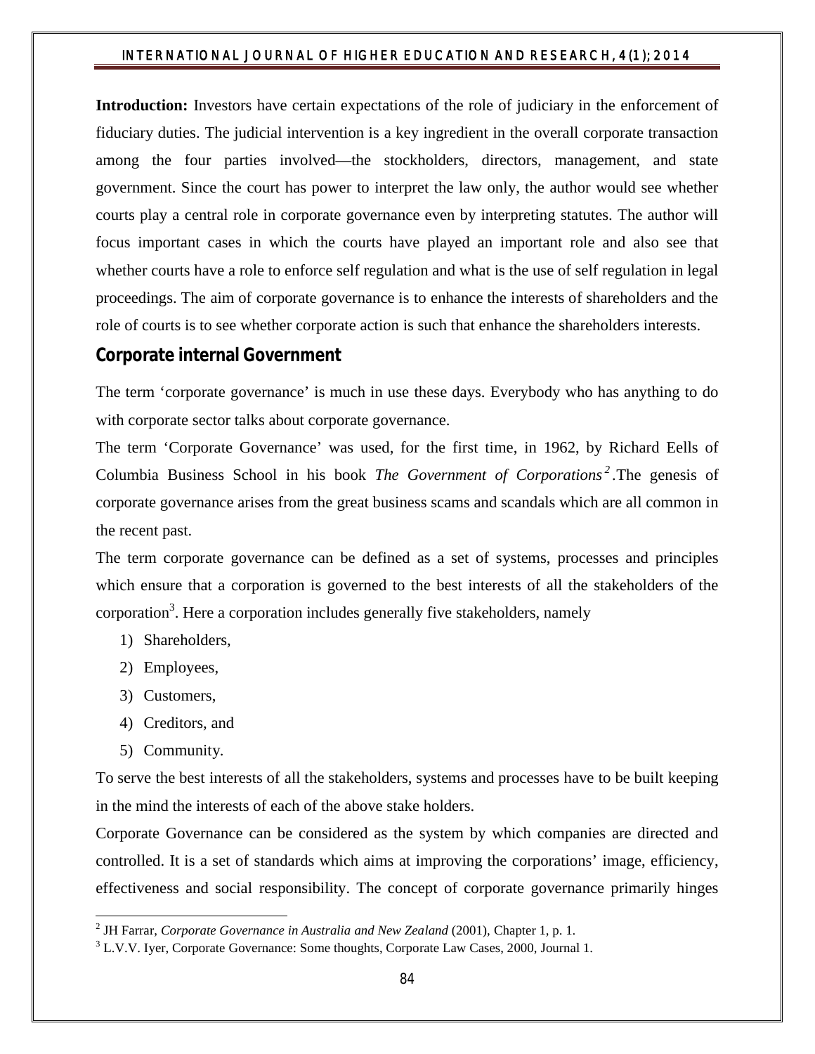**Introduction:** Investors have certain expectations of the role of judiciary in the enforcement of fiduciary duties. The judicial intervention is a key ingredient in the overall corporate transaction among the four parties involved—the stockholders, directors, management, and state government. Since the court has power to interpret the law only, the author would see whether courts play a central role in corporate governance even by interpreting statutes. The author will focus important cases in which the courts have played an important role and also see that whether courts have a role to enforce self regulation and what is the use of self regulation in legal proceedings. The aim of corporate governance is to enhance the interests of shareholders and the role of courts is to see whether corporate action is such that enhance the shareholders interests.

## Corporate internal Government

The term 'corporate governance' is much in use these days. Everybody who has anything to do with corporate sector talks about corporate governance.

The term 'Corporate Governance' was used, for the first time, in 1962, by Richard Eells of Columbia Business School in his book *The Government of Corporations*[2].The genesis of corporate governance arises from the great business scams and scandals which are all common in the recent past.

The term corporate governance can be defined as a set of systems, processes and principles which ensure that a corporation is governed to the best interests of all the stakeholders of the corporation[3]. Here a corporation includes generally five stakeholders, namely

1) Shareholders,
2) Employees,
3) Customers,
4) Creditors, and
5) Community.

To serve the best interests of all the stakeholders, systems and processes have to be built keeping in the mind the interests of each of the above stake holders.

Corporate Governance can be considered as the system by which companies are directed and controlled. It is a set of standards which aims at improving the corporations' image, efficiency, effectiveness and social responsibility. The concept of corporate governance primarily hinges

---

[2] JH Farrar, *Corporate Governance in Australia and New Zealand* (2001), Chapter 1, p. 1.

[3] L.V.V. Iyer, Corporate Governance: Some thoughts, Corporate Law Cases, 2000, Journal 1.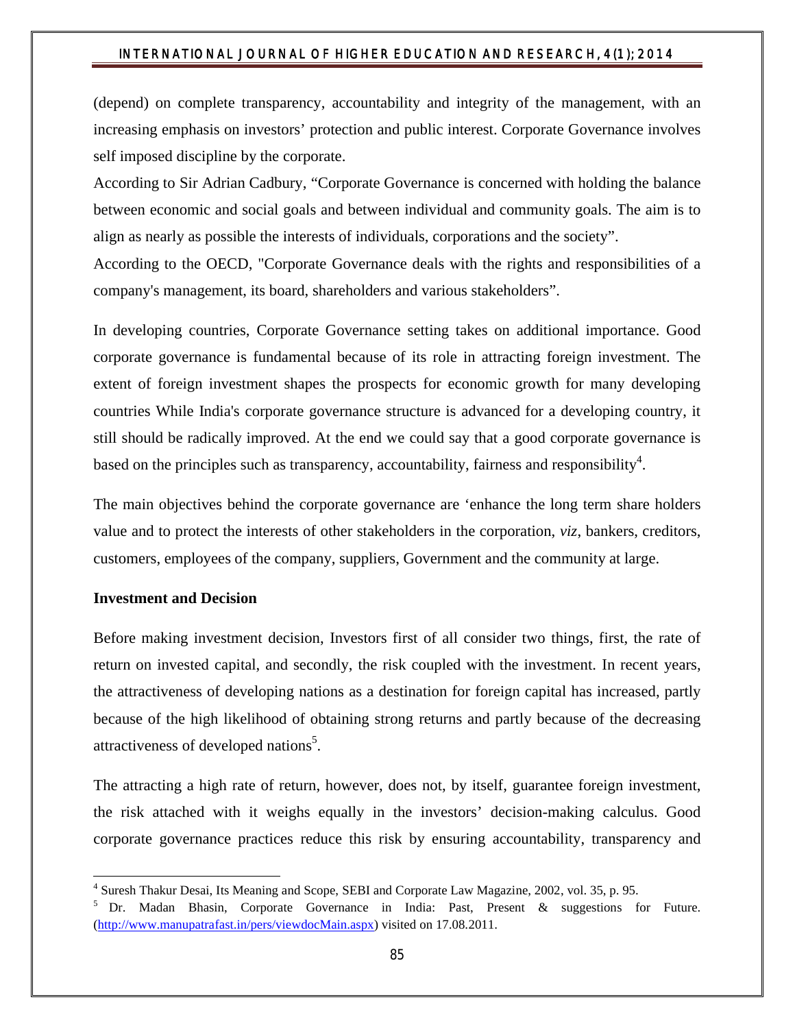(depend) on complete transparency, accountability and integrity of the management, with an increasing emphasis on investors' protection and public interest. Corporate Governance involves self imposed discipline by the corporate.

According to Sir Adrian Cadbury, "Corporate Governance is concerned with holding the balance between economic and social goals and between individual and community goals. The aim is to align as nearly as possible the interests of individuals, corporations and the society".

According to the OECD, "Corporate Governance deals with the rights and responsibilities of a company's management, its board, shareholders and various stakeholders".

In developing countries, Corporate Governance setting takes on additional importance. Good corporate governance is fundamental because of its role in attracting foreign investment. The extent of foreign investment shapes the prospects for economic growth for many developing countries While India's corporate governance structure is advanced for a developing country, it still should be radically improved. At the end we could say that a good corporate governance is based on the principles such as transparency, accountability, fairness and responsibility[4].

The main objectives behind the corporate governance are 'enhance the long term share holders value and to protect the interests of other stakeholders in the corporation, *viz*, bankers, creditors, customers, employees of the company, suppliers, Government and the community at large.

**Investment and Decision**

Before making investment decision, Investors first of all consider two things, first, the rate of return on invested capital, and secondly, the risk coupled with the investment. In recent years, the attractiveness of developing nations as a destination for foreign capital has increased, partly because of the high likelihood of obtaining strong returns and partly because of the decreasing attractiveness of developed nations[5].

The attracting a high rate of return, however, does not, by itself, guarantee foreign investment, the risk attached with it weighs equally in the investors' decision-making calculus. Good corporate governance practices reduce this risk by ensuring accountability, transparency and

---

[4] Suresh Thakur Desai, Its Meaning and Scope, SEBI and Corporate Law Magazine, 2002, vol. 35, p. 95.

[5] Dr. Madan Bhasin, Corporate Governance in India: Past, Present & suggestions for Future. (http://www.manupatrafast.in/pers/viewdocMain.aspx) visited on 17.08.2011.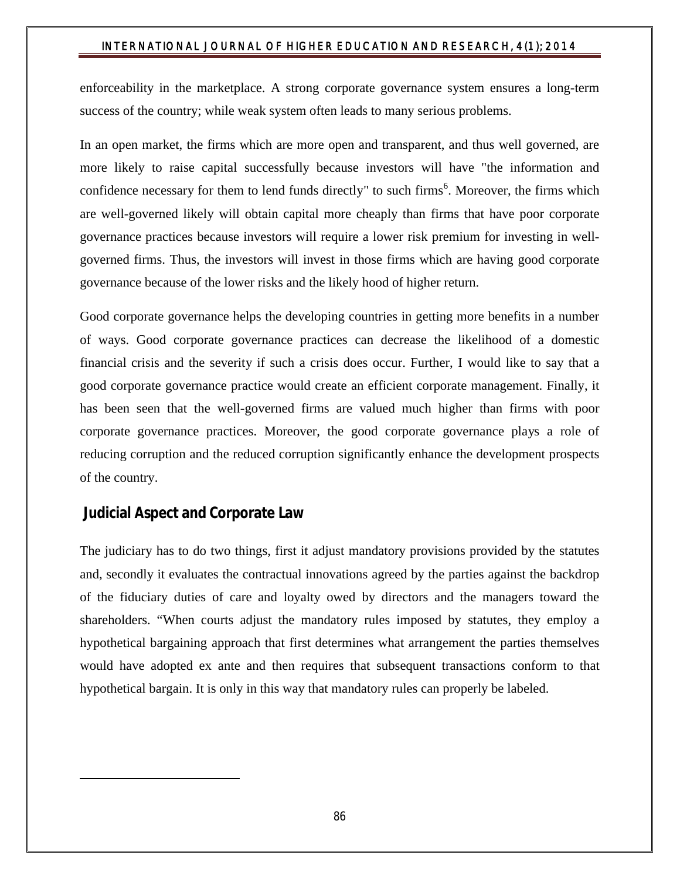enforceability in the marketplace. A strong corporate governance system ensures a long-term success of the country; while weak system often leads to many serious problems.

In an open market, the firms which are more open and transparent, and thus well governed, are more likely to raise capital successfully because investors will have "the information and confidence necessary for them to lend funds directly" to such firms[6]. Moreover, the firms which are well-governed likely will obtain capital more cheaply than firms that have poor corporate governance practices because investors will require a lower risk premium for investing in well-governed firms. Thus, the investors will invest in those firms which are having good corporate governance because of the lower risks and the likely hood of higher return.

Good corporate governance helps the developing countries in getting more benefits in a number of ways. Good corporate governance practices can decrease the likelihood of a domestic financial crisis and the severity if such a crisis does occur. Further, I would like to say that a good corporate governance practice would create an efficient corporate management. Finally, it has been seen that the well-governed firms are valued much higher than firms with poor corporate governance practices. Moreover, the good corporate governance plays a role of reducing corruption and the reduced corruption significantly enhance the development prospects of the country.

## Judicial Aspect and Corporate Law

The judiciary has to do two things, first it adjust mandatory provisions provided by the statutes and, secondly it evaluates the contractual innovations agreed by the parties against the backdrop of the fiduciary duties of care and loyalty owed by directors and the managers toward the shareholders. "When courts adjust the mandatory rules imposed by statutes, they employ a hypothetical bargaining approach that first determines what arrangement the parties themselves would have adopted ex ante and then requires that subsequent transactions conform to that hypothetical bargain. It is only in this way that mandatory rules can properly be labeled.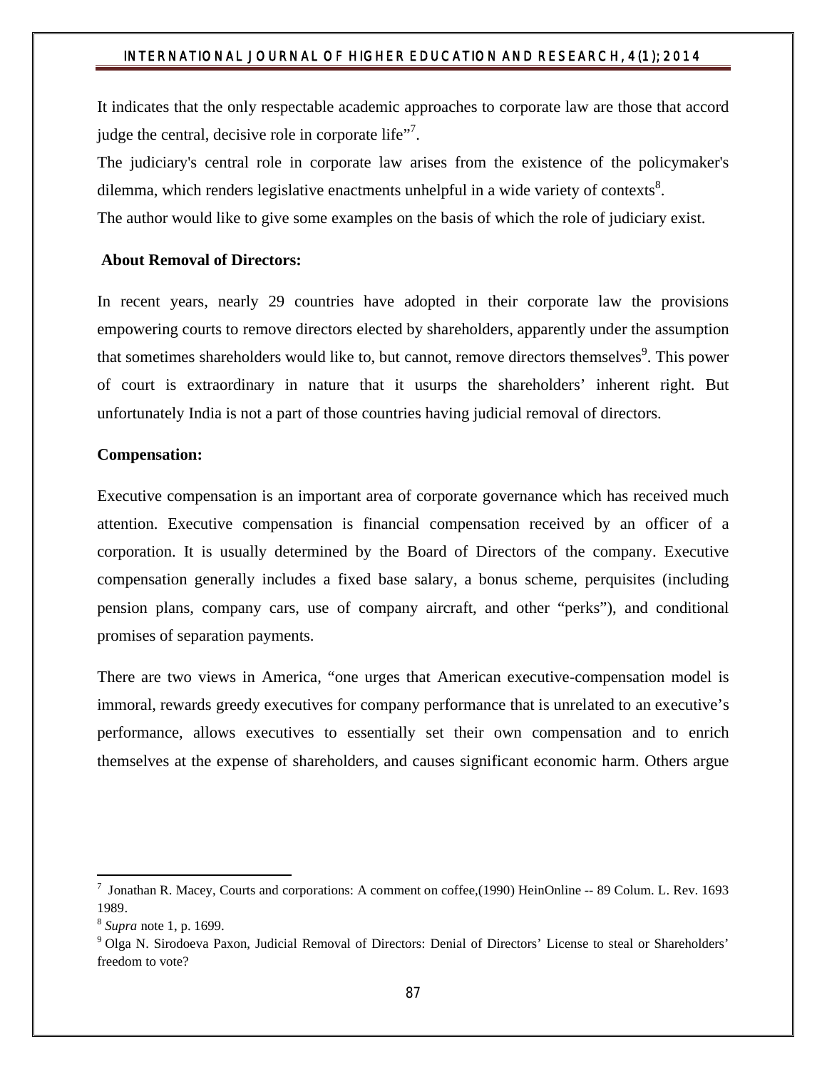It indicates that the only respectable academic approaches to corporate law are those that accord judge the central, decisive role in corporate life"[7].

The judiciary's central role in corporate law arises from the existence of the policymaker's dilemma, which renders legislative enactments unhelpful in a wide variety of contexts[8].

The author would like to give some examples on the basis of which the role of judiciary exist.

**About Removal of Directors:**

In recent years, nearly 29 countries have adopted in their corporate law the provisions empowering courts to remove directors elected by shareholders, apparently under the assumption that sometimes shareholders would like to, but cannot, remove directors themselves[9]. This power of court is extraordinary in nature that it usurps the shareholders' inherent right. But unfortunately India is not a part of those countries having judicial removal of directors.

**Compensation:**

Executive compensation is an important area of corporate governance which has received much attention. Executive compensation is financial compensation received by an officer of a corporation. It is usually determined by the Board of Directors of the company. Executive compensation generally includes a fixed base salary, a bonus scheme, perquisites (including pension plans, company cars, use of company aircraft, and other "perks"), and conditional promises of separation payments.

There are two views in America, "one urges that American executive-compensation model is immoral, rewards greedy executives for company performance that is unrelated to an executive's performance, allows executives to essentially set their own compensation and to enrich themselves at the expense of shareholders, and causes significant economic harm. Others argue

---

[7] Jonathan R. Macey, Courts and corporations: A comment on coffee,(1990) HeinOnline -- 89 Colum. L. Rev. 1693 1989.

[8] *Supra* note 1, p. 1699.

[9] Olga N. Sirodoeva Paxon, Judicial Removal of Directors: Denial of Directors' License to steal or Shareholders' freedom to vote?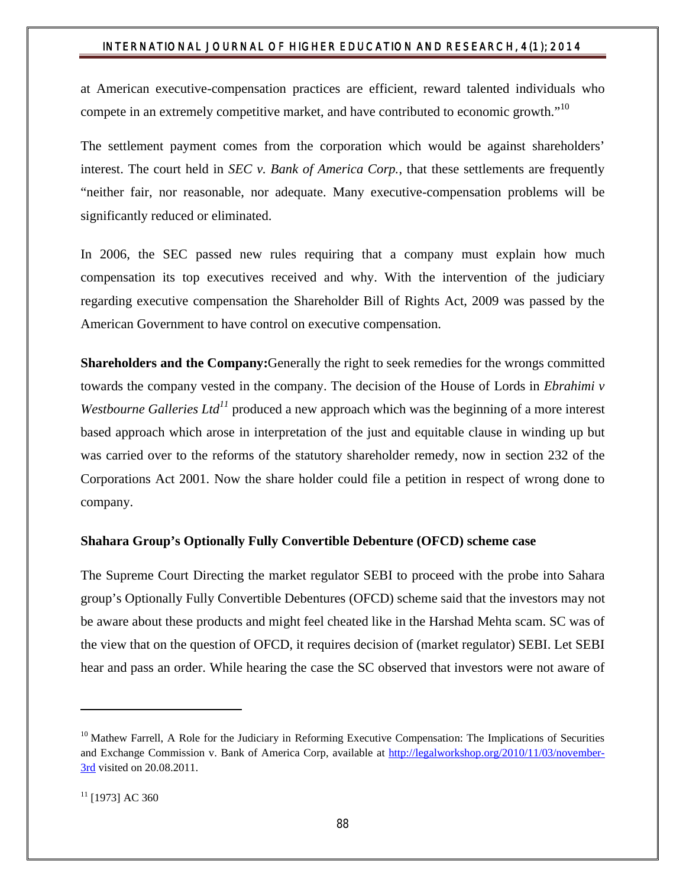at American executive-compensation practices are efficient, reward talented individuals who compete in an extremely competitive market, and have contributed to economic growth."[10]

The settlement payment comes from the corporation which would be against shareholders' interest. The court held in *SEC v. Bank of America Corp.*, that these settlements are frequently "neither fair, nor reasonable, nor adequate. Many executive-compensation problems will be significantly reduced or eliminated.

In 2006, the SEC passed new rules requiring that a company must explain how much compensation its top executives received and why. With the intervention of the judiciary regarding executive compensation the Shareholder Bill of Rights Act, 2009 was passed by the American Government to have control on executive compensation.

**Shareholders and the Company:**Generally the right to seek remedies for the wrongs committed towards the company vested in the company. The decision of the House of Lords in *Ebrahimi v Westbourne Galleries Ltd*[11] produced a new approach which was the beginning of a more interest based approach which arose in interpretation of the just and equitable clause in winding up but was carried over to the reforms of the statutory shareholder remedy, now in section 232 of the Corporations Act 2001. Now the share holder could file a petition in respect of wrong done to company.

**Shahara Group's Optionally Fully Convertible Debenture (OFCD) scheme case**

The Supreme Court Directing the market regulator SEBI to proceed with the probe into Sahara group's Optionally Fully Convertible Debentures (OFCD) scheme said that the investors may not be aware about these products and might feel cheated like in the Harshad Mehta scam. SC was of the view that on the question of OFCD, it requires decision of (market regulator) SEBI. Let SEBI hear and pass an order. While hearing the case the SC observed that investors were not aware of

---

[10] Mathew Farrell, A Role for the Judiciary in Reforming Executive Compensation: The Implications of Securities and Exchange Commission v. Bank of America Corp, available at http://legalworkshop.org/2010/11/03/november-3rd visited on 20.08.2011.

[11] [1973] AC 360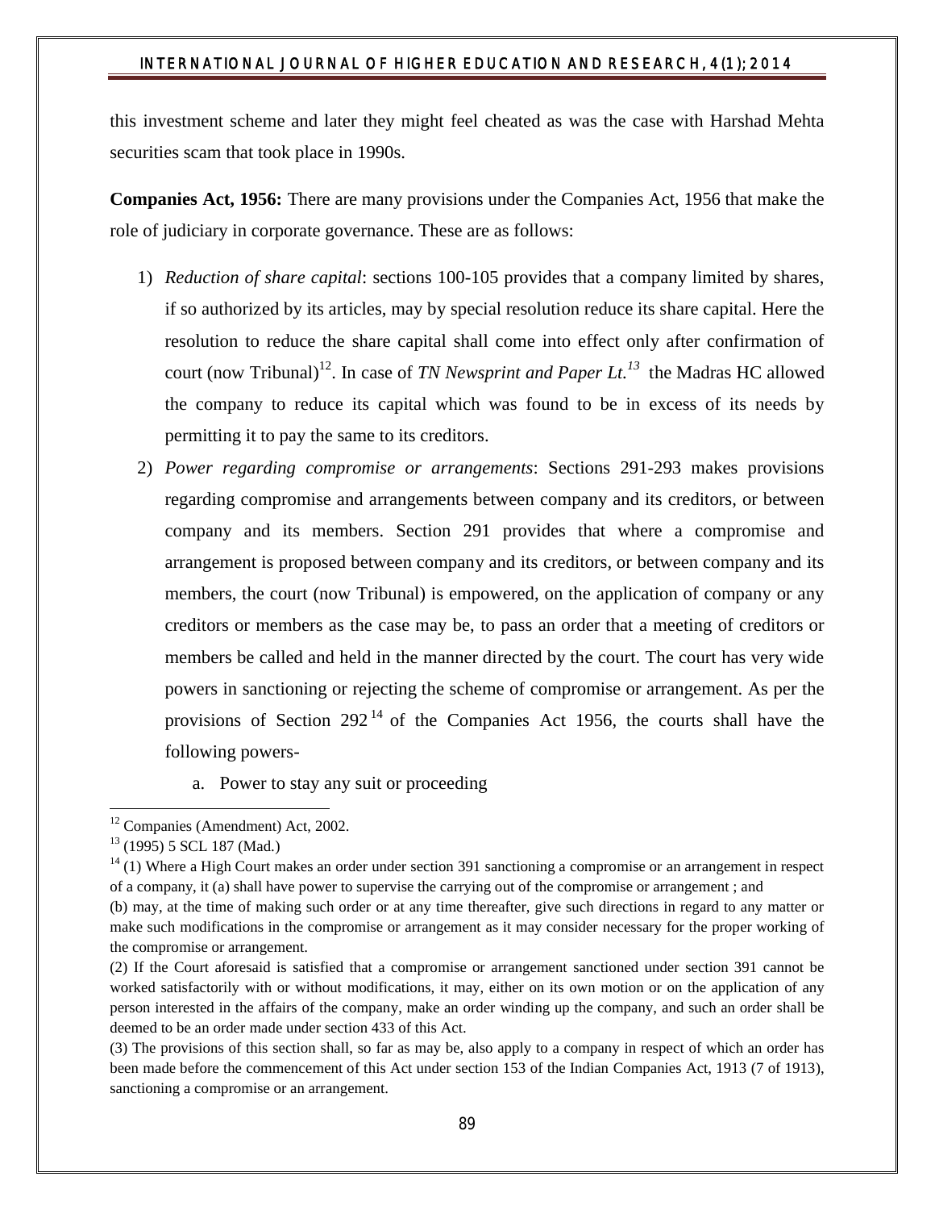this investment scheme and later they might feel cheated as was the case with Harshad Mehta securities scam that took place in 1990s.

**Companies Act, 1956:** There are many provisions under the Companies Act, 1956 that make the role of judiciary in corporate governance. These are as follows:

1) *Reduction of share capital*: sections 100-105 provides that a company limited by shares, if so authorized by its articles, may by special resolution reduce its share capital. Here the resolution to reduce the share capital shall come into effect only after confirmation of court (now Tribunal)[12]. In case of *TN Newsprint and Paper Lt.*[13] the Madras HC allowed the company to reduce its capital which was found to be in excess of its needs by permitting it to pay the same to its creditors.
2) *Power regarding compromise or arrangements*: Sections 291-293 makes provisions regarding compromise and arrangements between company and its creditors, or between company and its members. Section 291 provides that where a compromise and arrangement is proposed between company and its creditors, or between company and its members, the court (now Tribunal) is empowered, on the application of company or any creditors or members as the case may be, to pass an order that a meeting of creditors or members be called and held in the manner directed by the court. The court has very wide powers in sanctioning or rejecting the scheme of compromise or arrangement. As per the provisions of Section 292[14] of the Companies Act 1956, the courts shall have the following powers-
    a. Power to stay any suit or proceeding

---

[12] Companies (Amendment) Act, 2002.

[13] (1995) 5 SCL 187 (Mad.)

[14] (1) Where a High Court makes an order under section 391 sanctioning a compromise or an arrangement in respect of a company, it (a) shall have power to supervise the carrying out of the compromise or arrangement ; and

(b) may, at the time of making such order or at any time thereafter, give such directions in regard to any matter or make such modifications in the compromise or arrangement as it may consider necessary for the proper working of the compromise or arrangement.

(2) If the Court aforesaid is satisfied that a compromise or arrangement sanctioned under section 391 cannot be worked satisfactorily with or without modifications, it may, either on its own motion or on the application of any person interested in the affairs of the company, make an order winding up the company, and such an order shall be deemed to be an order made under section 433 of this Act.

(3) The provisions of this section shall, so far as may be, also apply to a company in respect of which an order has been made before the commencement of this Act under section 153 of the Indian Companies Act, 1913 (7 of 1913), sanctioning a compromise or an arrangement.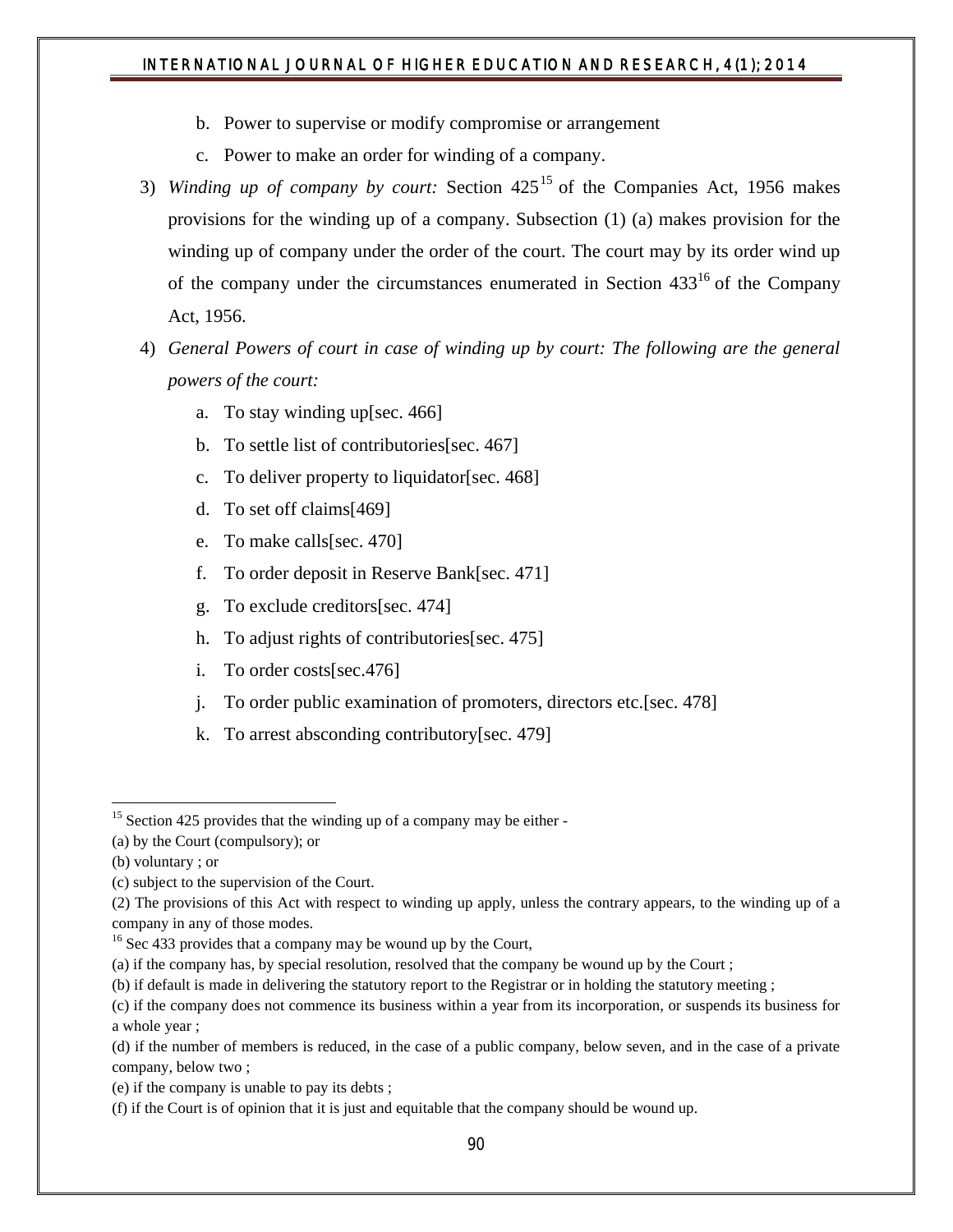b. Power to supervise or modify compromise or arrangement

c. Power to make an order for winding of a company.

3) *Winding up of company by court:* Section 425[15] of the Companies Act, 1956 makes provisions for the winding up of a company. Subsection (1) (a) makes provision for the winding up of company under the order of the court. The court may by its order wind up of the company under the circumstances enumerated in Section 433[16] of the Company Act, 1956.

4) *General Powers of court in case of winding up by court: The following are the general powers of the court:*

   a. To stay winding up[sec. 466]
   b. To settle list of contributories[sec. 467]
   c. To deliver property to liquidator[sec. 468]
   d. To set off claims[469]
   e. To make calls[sec. 470]
   f. To order deposit in Reserve Bank[sec. 471]
   g. To exclude creditors[sec. 474]
   h. To adjust rights of contributories[sec. 475]
   i. To order costs[sec.476]
   j. To order public examination of promoters, directors etc.[sec. 478]
   k. To arrest absconding contributory[sec. 479]

---

[15] Section 425 provides that the winding up of a company may be either -
(a) by the Court (compulsory); or
(b) voluntary ; or
(c) subject to the supervision of the Court.
(2) The provisions of this Act with respect to winding up apply, unless the contrary appears, to the winding up of a company in any of those modes.

[16] Sec 433 provides that a company may be wound up by the Court,
(a) if the company has, by special resolution, resolved that the company be wound up by the Court ;
(b) if default is made in delivering the statutory report to the Registrar or in holding the statutory meeting ;
(c) if the company does not commence its business within a year from its incorporation, or suspends its business for a whole year ;
(d) if the number of members is reduced, in the case of a public company, below seven, and in the case of a private company, below two ;
(e) if the company is unable to pay its debts ;
(f) if the Court is of opinion that it is just and equitable that the company should be wound up.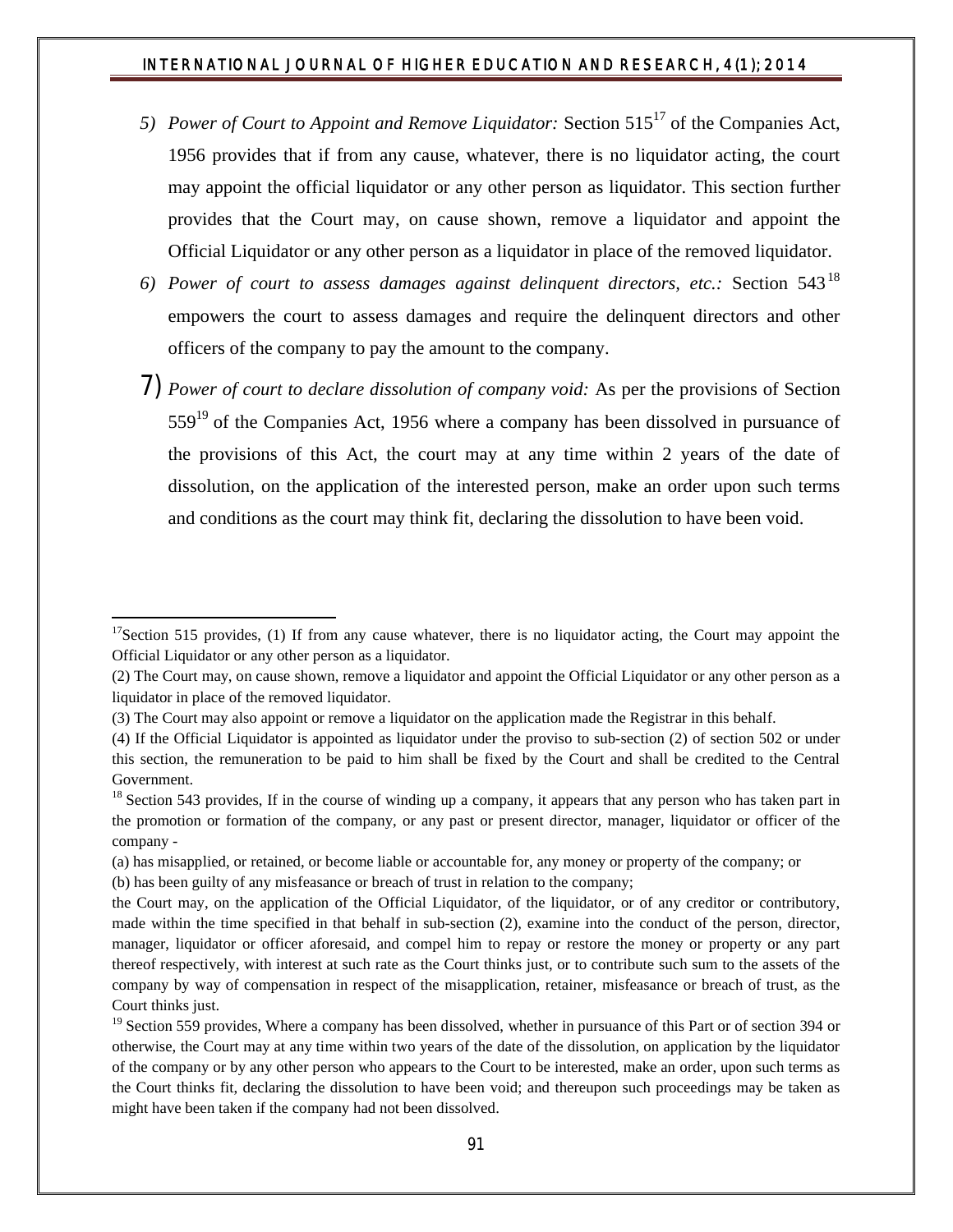5) *Power of Court to Appoint and Remove Liquidator:* Section 515[17] of the Companies Act, 1956 provides that if from any cause, whatever, there is no liquidator acting, the court may appoint the official liquidator or any other person as liquidator. This section further provides that the Court may, on cause shown, remove a liquidator and appoint the Official Liquidator or any other person as a liquidator in place of the removed liquidator.

6) *Power of court to assess damages against delinquent directors, etc.:* Section 543[18] empowers the court to assess damages and require the delinquent directors and other officers of the company to pay the amount to the company.

7) *Power of court to declare dissolution of company void:* As per the provisions of Section 559[19] of the Companies Act, 1956 where a company has been dissolved in pursuance of the provisions of this Act, the court may at any time within 2 years of the date of dissolution, on the application of the interested person, make an order upon such terms and conditions as the court may think fit, declaring the dissolution to have been void.

---

[17]Section 515 provides, (1) If from any cause whatever, there is no liquidator acting, the Court may appoint the Official Liquidator or any other person as a liquidator.

(2) The Court may, on cause shown, remove a liquidator and appoint the Official Liquidator or any other person as a liquidator in place of the removed liquidator.

(3) The Court may also appoint or remove a liquidator on the application made the Registrar in this behalf.

(4) If the Official Liquidator is appointed as liquidator under the proviso to sub-section (2) of section 502 or under this section, the remuneration to be paid to him shall be fixed by the Court and shall be credited to the Central Government.

[18] Section 543 provides, If in the course of winding up a company, it appears that any person who has taken part in the promotion or formation of the company, or any past or present director, manager, liquidator or officer of the company -

(a) has misapplied, or retained, or become liable or accountable for, any money or property of the company; or

(b) has been guilty of any misfeasance or breach of trust in relation to the company;

the Court may, on the application of the Official Liquidator, of the liquidator, or of any creditor or contributory, made within the time specified in that behalf in sub-section (2), examine into the conduct of the person, director, manager, liquidator or officer aforesaid, and compel him to repay or restore the money or property or any part thereof respectively, with interest at such rate as the Court thinks just, or to contribute such sum to the assets of the company by way of compensation in respect of the misapplication, retainer, misfeasance or breach of trust, as the Court thinks just.

[19] Section 559 provides, Where a company has been dissolved, whether in pursuance of this Part or of section 394 or otherwise, the Court may at any time within two years of the date of the dissolution, on application by the liquidator of the company or by any other person who appears to the Court to be interested, make an order, upon such terms as the Court thinks fit, declaring the dissolution to have been void; and thereupon such proceedings may be taken as might have been taken if the company had not been dissolved.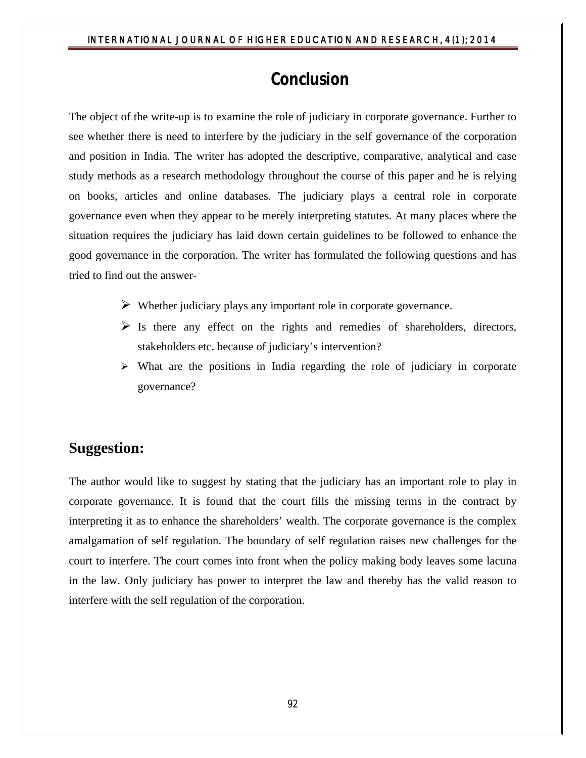# Conclusion

The object of the write-up is to examine the role of judiciary in corporate governance. Further to see whether there is need to interfere by the judiciary in the self governance of the corporation and position in India. The writer has adopted the descriptive, comparative, analytical and case study methods as a research methodology throughout the course of this paper and he is relying on books, articles and online databases. The judiciary plays a central role in corporate governance even when they appear to be merely interpreting statutes. At many places where the situation requires the judiciary has laid down certain guidelines to be followed to enhance the good governance in the corporation. The writer has formulated the following questions and has tried to find out the answer-

- Whether judiciary plays any important role in corporate governance.
- Is there any effect on the rights and remedies of shareholders, directors, stakeholders etc. because of judiciary's intervention?
- What are the positions in India regarding the role of judiciary in corporate governance?

## Suggestion:

The author would like to suggest by stating that the judiciary has an important role to play in corporate governance. It is found that the court fills the missing terms in the contract by interpreting it as to enhance the shareholders' wealth. The corporate governance is the complex amalgamation of self regulation. The boundary of self regulation raises new challenges for the court to interfere. The court comes into front when the policy making body leaves some lacuna in the law. Only judiciary has power to interpret the law and thereby has the valid reason to interfere with the self regulation of the corporation.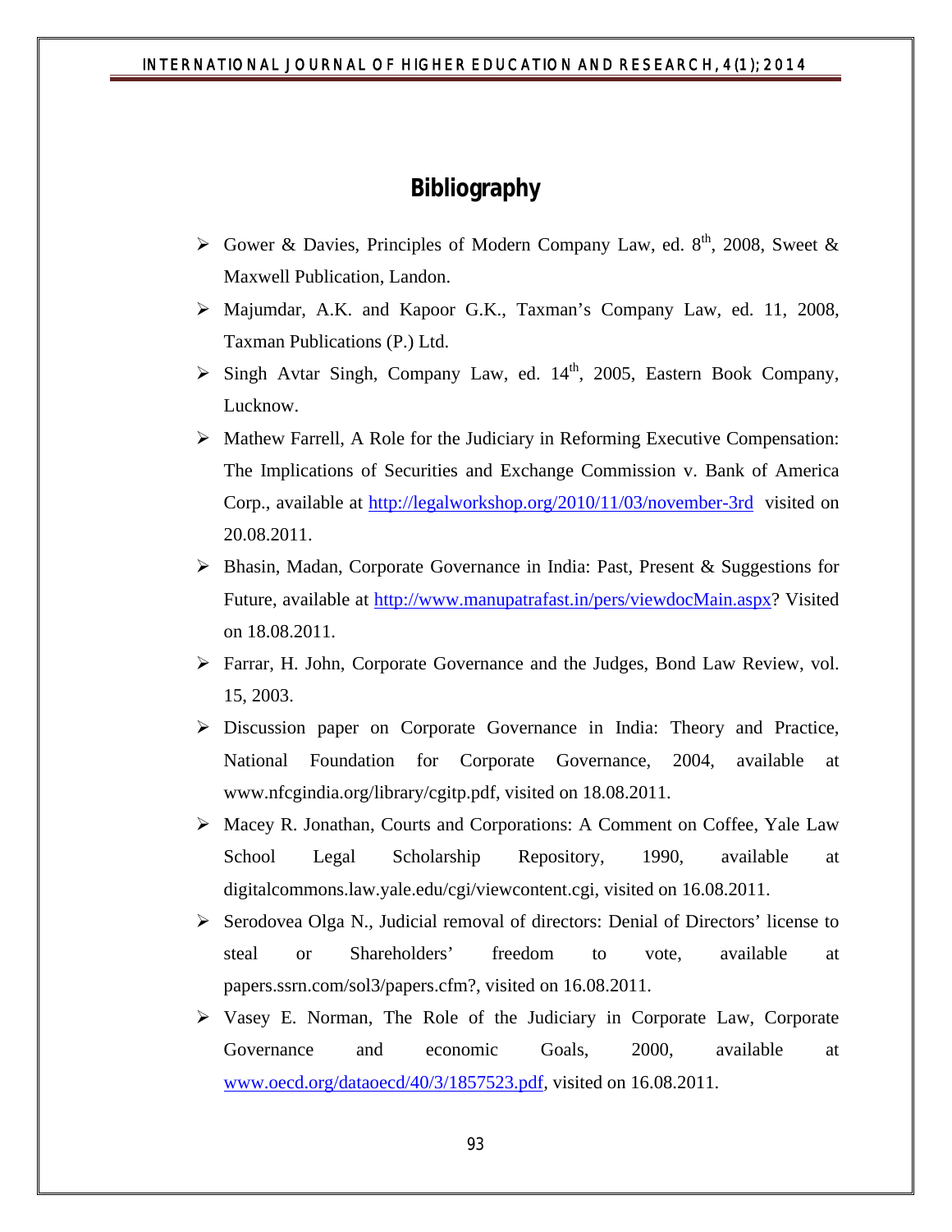# Bibliography

- Gower & Davies, Principles of Modern Company Law, ed. 8th, 2008, Sweet & Maxwell Publication, Landon.
- Majumdar, A.K. and Kapoor G.K., Taxman's Company Law, ed. 11, 2008, Taxman Publications (P.) Ltd.
- Singh Avtar Singh, Company Law, ed. 14th, 2005, Eastern Book Company, Lucknow.
- Mathew Farrell, A Role for the Judiciary in Reforming Executive Compensation: The Implications of Securities and Exchange Commission v. Bank of America Corp., available at http://legalworkshop.org/2010/11/03/november-3rd visited on 20.08.2011.
- Bhasin, Madan, Corporate Governance in India: Past, Present & Suggestions for Future, available at http://www.manupatrafast.in/pers/viewdocMain.aspx? Visited on 18.08.2011.
- Farrar, H. John, Corporate Governance and the Judges, Bond Law Review, vol. 15, 2003.
- Discussion paper on Corporate Governance in India: Theory and Practice, National Foundation for Corporate Governance, 2004, available at www.nfcgindia.org/library/cgitp.pdf, visited on 18.08.2011.
- Macey R. Jonathan, Courts and Corporations: A Comment on Coffee, Yale Law School Legal Scholarship Repository, 1990, available at digitalcommons.law.yale.edu/cgi/viewcontent.cgi, visited on 16.08.2011.
- Serodovea Olga N., Judicial removal of directors: Denial of Directors' license to steal or Shareholders' freedom to vote, available at papers.ssrn.com/sol3/papers.cfm?, visited on 16.08.2011.
- Vasey E. Norman, The Role of the Judiciary in Corporate Law, Corporate Governance and economic Goals, 2000, available at www.oecd.org/dataoecd/40/3/1857523.pdf, visited on 16.08.2011.